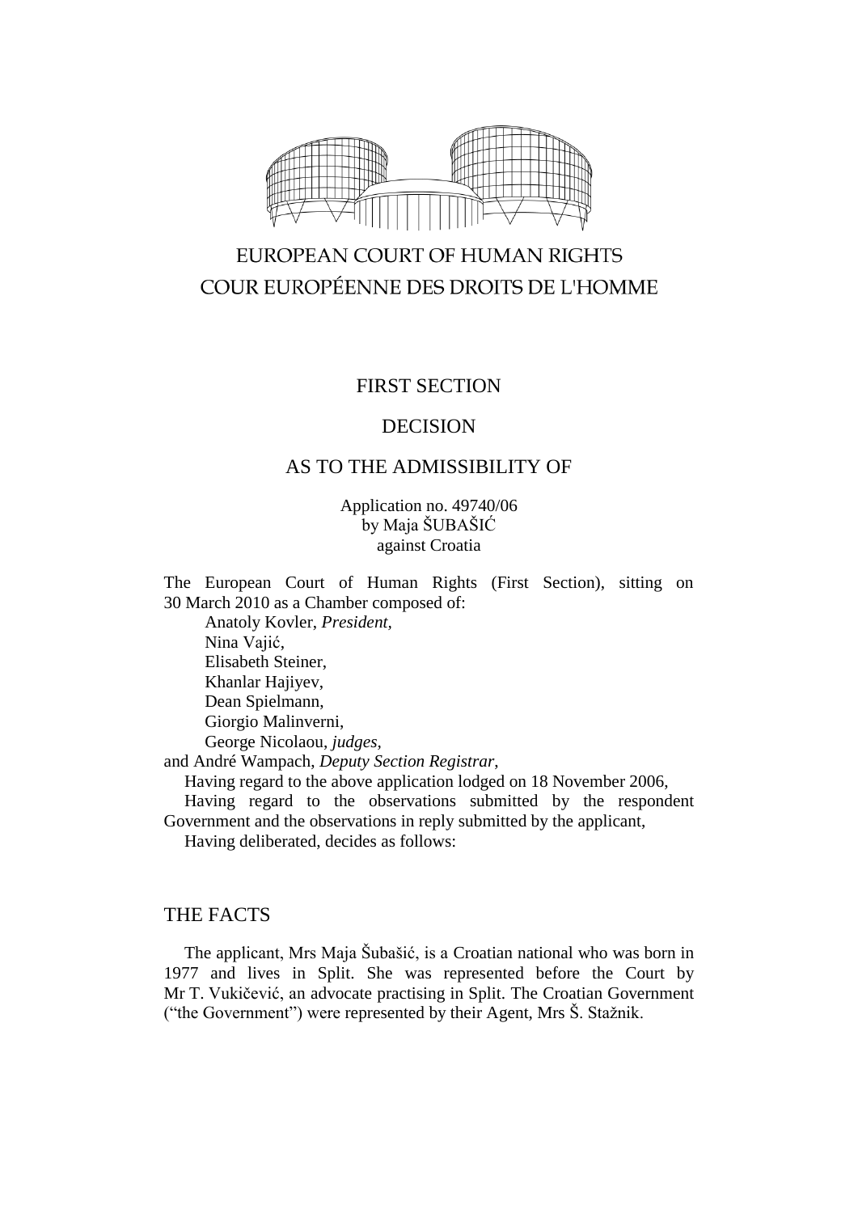EUROPEAN COURT OF HUMAN RIGHTS

COUR EUROPÉENNE DES DROITS DE L'HOMME

FIRST SECTION

DECISION

AS TO THE ADMISSIBILITY OF

Application no. 49740/06
by Maja ŠUBAŠIĆ
against Croatia

The European Court of Human Rights (First Section), sitting on 30 March 2010 as a Chamber composed of:

Anatoly Kovler, *President*,
Nina Vajić,
Elisabeth Steiner,
Khanlar Hajiyev,
Dean Spielmann,
Giorgio Malinverni,
George Nicolaou, *judges*,
and André Wampach, *Deputy Section Registrar*,

Having regard to the above application lodged on 18 November 2006,

Having regard to the observations submitted by the respondent Government and the observations in reply submitted by the applicant,

Having deliberated, decides as follows:

## THE FACTS

The applicant, Mrs Maja Šubašić, is a Croatian national who was born in 1977 and lives in Split. She was represented before the Court by Mr T. Vukičević, an advocate practising in Split. The Croatian Government ("the Government") were represented by their Agent, Mrs Š. Stažnik.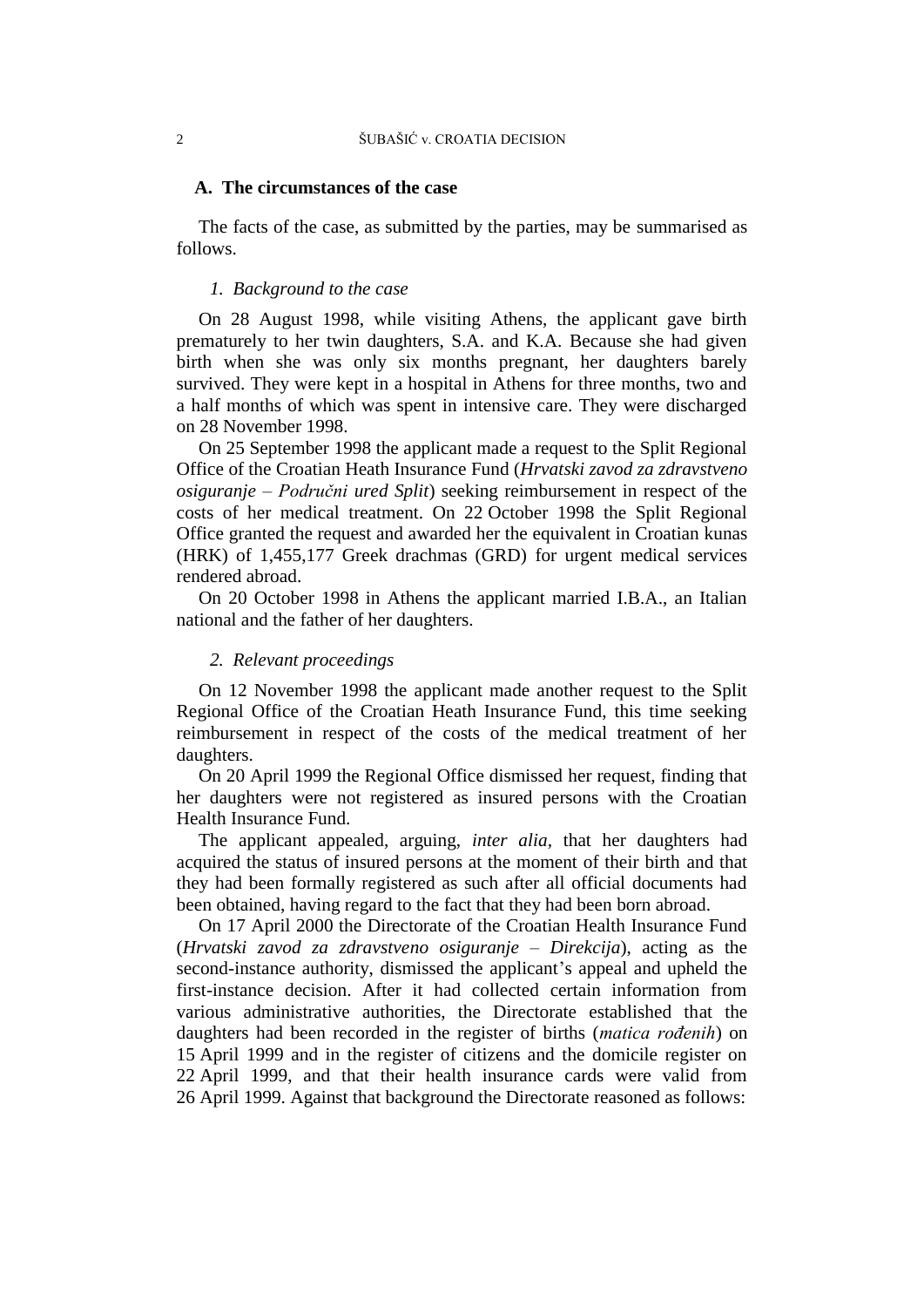## A. The circumstances of the case

The facts of the case, as submitted by the parties, may be summarised as follows.

### *1. Background to the case*

On 28 August 1998, while visiting Athens, the applicant gave birth prematurely to her twin daughters, S.A. and K.A. Because she had given birth when she was only six months pregnant, her daughters barely survived. They were kept in a hospital in Athens for three months, two and a half months of which was spent in intensive care. They were discharged on 28 November 1998.

On 25 September 1998 the applicant made a request to the Split Regional Office of the Croatian Heath Insurance Fund (*Hrvatski zavod za zdravstveno osiguranje – Područni ured Split*) seeking reimbursement in respect of the costs of her medical treatment. On 22 October 1998 the Split Regional Office granted the request and awarded her the equivalent in Croatian kunas (HRK) of 1,455,177 Greek drachmas (GRD) for urgent medical services rendered abroad.

On 20 October 1998 in Athens the applicant married I.B.A., an Italian national and the father of her daughters.

### *2. Relevant proceedings*

On 12 November 1998 the applicant made another request to the Split Regional Office of the Croatian Heath Insurance Fund, this time seeking reimbursement in respect of the costs of the medical treatment of her daughters.

On 20 April 1999 the Regional Office dismissed her request, finding that her daughters were not registered as insured persons with the Croatian Health Insurance Fund.

The applicant appealed, arguing, *inter alia*, that her daughters had acquired the status of insured persons at the moment of their birth and that they had been formally registered as such after all official documents had been obtained, having regard to the fact that they had been born abroad.

On 17 April 2000 the Directorate of the Croatian Health Insurance Fund (*Hrvatski zavod za zdravstveno osiguranje – Direkcija*), acting as the second-instance authority, dismissed the applicant's appeal and upheld the first-instance decision. After it had collected certain information from various administrative authorities, the Directorate established that the daughters had been recorded in the register of births (*matica rođenih*) on 15 April 1999 and in the register of citizens and the domicile register on 22 April 1999, and that their health insurance cards were valid from 26 April 1999. Against that background the Directorate reasoned as follows: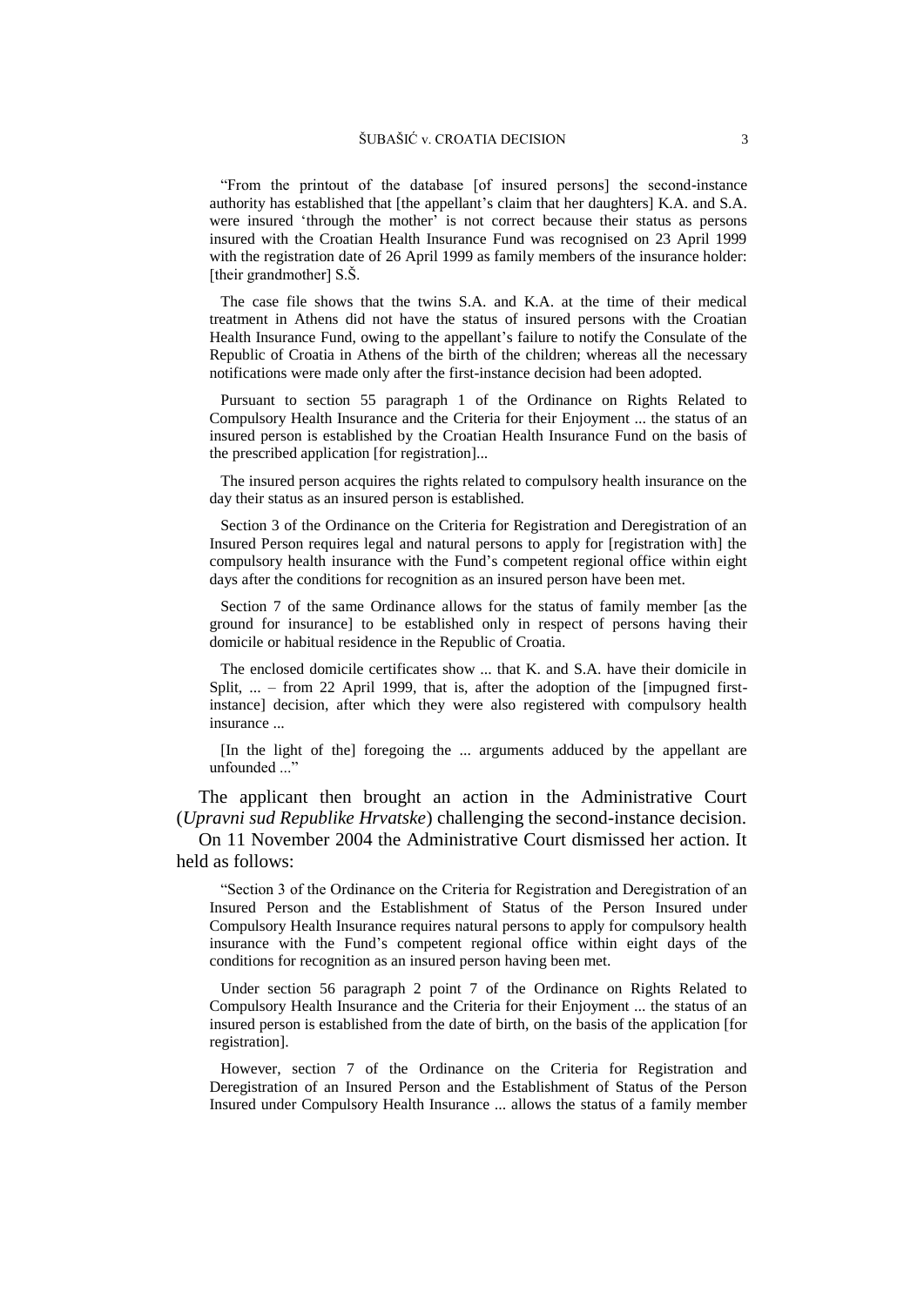> "From the printout of the database [of insured persons] the second-instance authority has established that [the appellant's claim that her daughters] K.A. and S.A. were insured 'through the mother' is not correct because their status as persons insured with the Croatian Health Insurance Fund was recognised on 23 April 1999 with the registration date of 26 April 1999 as family members of the insurance holder: [their grandmother] S.Š.
>
> The case file shows that the twins S.A. and K.A. at the time of their medical treatment in Athens did not have the status of insured persons with the Croatian Health Insurance Fund, owing to the appellant's failure to notify the Consulate of the Republic of Croatia in Athens of the birth of the children; whereas all the necessary notifications were made only after the first-instance decision had been adopted.
>
> Pursuant to section 55 paragraph 1 of the Ordinance on Rights Related to Compulsory Health Insurance and the Criteria for their Enjoyment ... the status of an insured person is established by the Croatian Health Insurance Fund on the basis of the prescribed application [for registration]...
>
> The insured person acquires the rights related to compulsory health insurance on the day their status as an insured person is established.
>
> Section 3 of the Ordinance on the Criteria for Registration and Deregistration of an Insured Person requires legal and natural persons to apply for [registration with] the compulsory health insurance with the Fund's competent regional office within eight days after the conditions for recognition as an insured person have been met.
>
> Section 7 of the same Ordinance allows for the status of family member [as the ground for insurance] to be established only in respect of persons having their domicile or habitual residence in the Republic of Croatia.
>
> The enclosed domicile certificates show ... that K. and S.A. have their domicile in Split, ... – from 22 April 1999, that is, after the adoption of the [impugned first-instance] decision, after which they were also registered with compulsory health insurance ...
>
> [In the light of the] foregoing the ... arguments adduced by the appellant are unfounded ..."

The applicant then brought an action in the Administrative Court (*Upravni sud Republike Hrvatske*) challenging the second-instance decision.

On 11 November 2004 the Administrative Court dismissed her action. It held as follows:

> "Section 3 of the Ordinance on the Criteria for Registration and Deregistration of an Insured Person and the Establishment of Status of the Person Insured under Compulsory Health Insurance requires natural persons to apply for compulsory health insurance with the Fund's competent regional office within eight days of the conditions for recognition as an insured person having been met.
>
> Under section 56 paragraph 2 point 7 of the Ordinance on Rights Related to Compulsory Health Insurance and the Criteria for their Enjoyment ... the status of an insured person is established from the date of birth, on the basis of the application [for registration].
>
> However, section 7 of the Ordinance on the Criteria for Registration and Deregistration of an Insured Person and the Establishment of Status of the Person Insured under Compulsory Health Insurance ... allows the status of a family member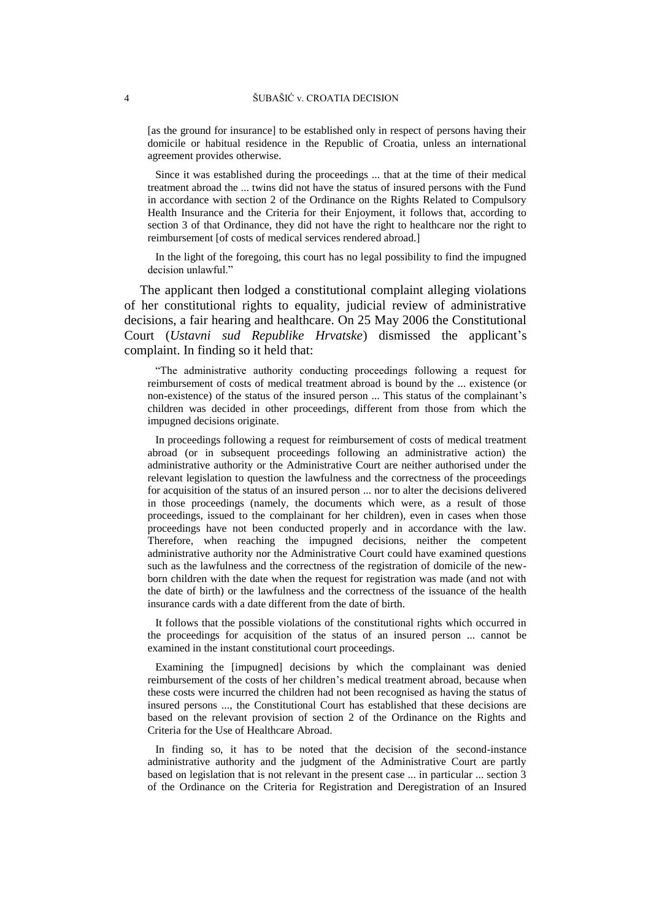[as the ground for insurance] to be established only in respect of persons having their domicile or habitual residence in the Republic of Croatia, unless an international agreement provides otherwise.

Since it was established during the proceedings ... that at the time of their medical treatment abroad the ... twins did not have the status of insured persons with the Fund in accordance with section 2 of the Ordinance on the Rights Related to Compulsory Health Insurance and the Criteria for their Enjoyment, it follows that, according to section 3 of that Ordinance, they did not have the right to healthcare nor the right to reimbursement [of costs of medical services rendered abroad.]

In the light of the foregoing, this court has no legal possibility to find the impugned decision unlawful."

The applicant then lodged a constitutional complaint alleging violations of her constitutional rights to equality, judicial review of administrative decisions, a fair hearing and healthcare. On 25 May 2006 the Constitutional Court (*Ustavni sud Republike Hrvatske*) dismissed the applicant's complaint. In finding so it held that:

"The administrative authority conducting proceedings following a request for reimbursement of costs of medical treatment abroad is bound by the ... existence (or non-existence) of the status of the insured person ... This status of the complainant's children was decided in other proceedings, different from those from which the impugned decisions originate.

In proceedings following a request for reimbursement of costs of medical treatment abroad (or in subsequent proceedings following an administrative action) the administrative authority or the Administrative Court are neither authorised under the relevant legislation to question the lawfulness and the correctness of the proceedings for acquisition of the status of an insured person ... nor to alter the decisions delivered in those proceedings (namely, the documents which were, as a result of those proceedings, issued to the complainant for her children), even in cases when those proceedings have not been conducted properly and in accordance with the law. Therefore, when reaching the impugned decisions, neither the competent administrative authority nor the Administrative Court could have examined questions such as the lawfulness and the correctness of the registration of domicile of the new-born children with the date when the request for registration was made (and not with the date of birth) or the lawfulness and the correctness of the issuance of the health insurance cards with a date different from the date of birth.

It follows that the possible violations of the constitutional rights which occurred in the proceedings for acquisition of the status of an insured person ... cannot be examined in the instant constitutional court proceedings.

Examining the [impugned] decisions by which the complainant was denied reimbursement of the costs of her children's medical treatment abroad, because when these costs were incurred the children had not been recognised as having the status of insured persons ..., the Constitutional Court has established that these decisions are based on the relevant provision of section 2 of the Ordinance on the Rights and Criteria for the Use of Healthcare Abroad.

In finding so, it has to be noted that the decision of the second-instance administrative authority and the judgment of the Administrative Court are partly based on legislation that is not relevant in the present case ... in particular ... section 3 of the Ordinance on the Criteria for Registration and Deregistration of an Insured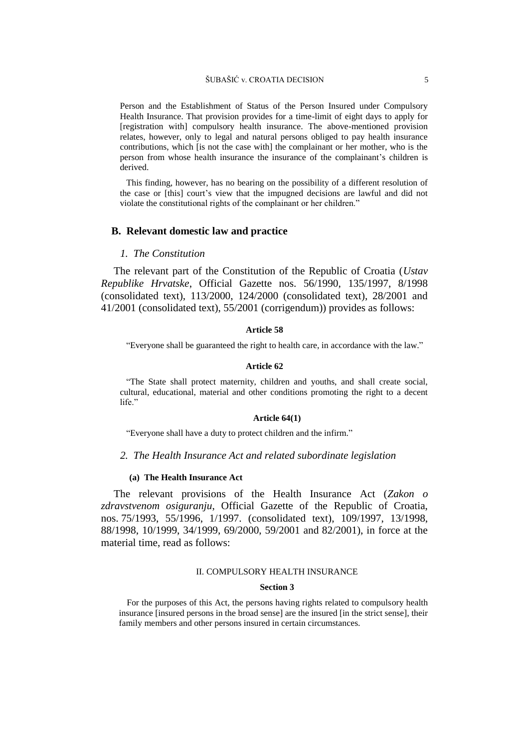Person and the Establishment of Status of the Person Insured under Compulsory Health Insurance. That provision provides for a time-limit of eight days to apply for [registration with] compulsory health insurance. The above-mentioned provision relates, however, only to legal and natural persons obliged to pay health insurance contributions, which [is not the case with] the complainant or her mother, who is the person from whose health insurance the insurance of the complainant's children is derived.

This finding, however, has no bearing on the possibility of a different resolution of the case or [this] court's view that the impugned decisions are lawful and did not violate the constitutional rights of the complainant or her children."

## B. Relevant domestic law and practice

### *1. The Constitution*

The relevant part of the Constitution of the Republic of Croatia (*Ustav Republike Hrvatske*, Official Gazette nos. 56/1990, 135/1997, 8/1998 (consolidated text), 113/2000, 124/2000 (consolidated text), 28/2001 and 41/2001 (consolidated text), 55/2001 (corrigendum)) provides as follows:

**Article 58**

"Everyone shall be guaranteed the right to health care, in accordance with the law."

**Article 62**

"The State shall protect maternity, children and youths, and shall create social, cultural, educational, material and other conditions promoting the right to a decent life."

**Article 64(1)**

"Everyone shall have a duty to protect children and the infirm."

### *2. The Health Insurance Act and related subordinate legislation*

#### (a) The Health Insurance Act

The relevant provisions of the Health Insurance Act (*Zakon o zdravstvenom osiguranju*, Official Gazette of the Republic of Croatia, nos. 75/1993, 55/1996, 1/1997. (consolidated text), 109/1997, 13/1998, 88/1998, 10/1999, 34/1999, 69/2000, 59/2001 and 82/2001), in force at the material time, read as follows:

II. COMPULSORY HEALTH INSURANCE

**Section 3**

For the purposes of this Act, the persons having rights related to compulsory health insurance [insured persons in the broad sense] are the insured [in the strict sense], their family members and other persons insured in certain circumstances.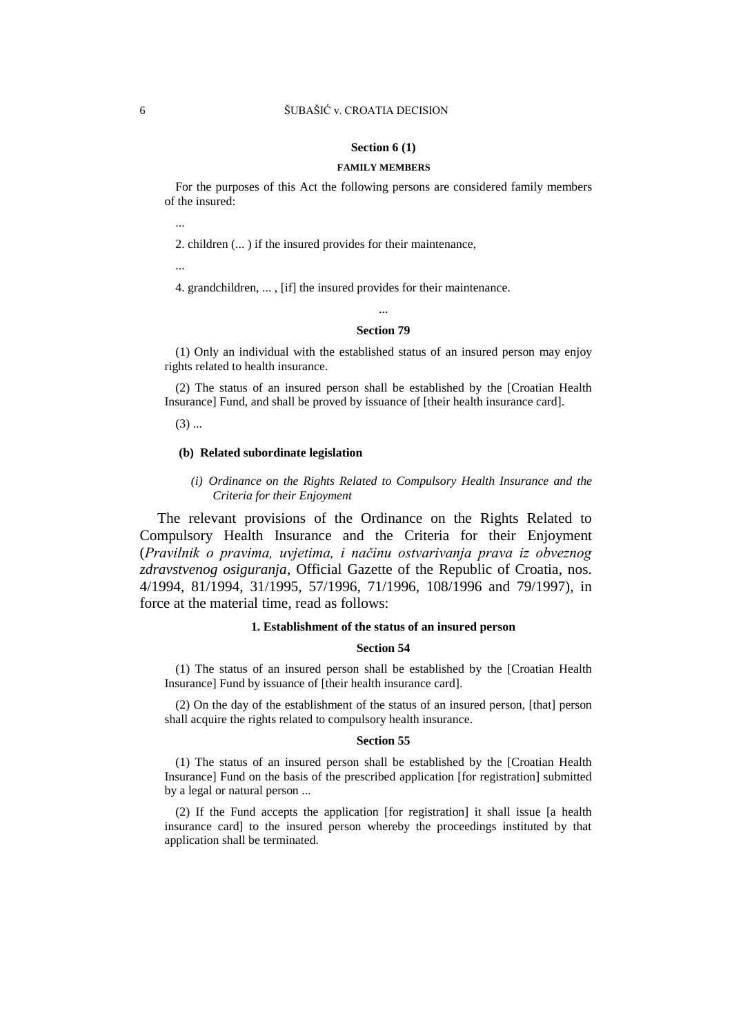**Section 6 (1)**

**FAMILY MEMBERS**

For the purposes of this Act the following persons are considered family members of the insured:

...

2. children (... ) if the insured provides for their maintenance,

...

4. grandchildren, ... , [if] the insured provides for their maintenance.

...

**Section 79**

(1) Only an individual with the established status of an insured person may enjoy rights related to health insurance.

(2) The status of an insured person shall be established by the [Croatian Health Insurance] Fund, and shall be proved by issuance of [their health insurance card].

(3) ...

#### (b) Related subordinate legislation

##### *(i) Ordinance on the Rights Related to Compulsory Health Insurance and the Criteria for their Enjoyment*

The relevant provisions of the Ordinance on the Rights Related to Compulsory Health Insurance and the Criteria for their Enjoyment (*Pravilnik o pravima, uvjetima, i načinu ostvarivanja prava iz obveznog zdravstvenog osiguranja*, Official Gazette of the Republic of Croatia, nos. 4/1994, 81/1994, 31/1995, 57/1996, 71/1996, 108/1996 and 79/1997), in force at the material time, read as follows:

**1. Establishment of the status of an insured person**

**Section 54**

(1) The status of an insured person shall be established by the [Croatian Health Insurance] Fund by issuance of [their health insurance card].

(2) On the day of the establishment of the status of an insured person, [that] person shall acquire the rights related to compulsory health insurance.

**Section 55**

(1) The status of an insured person shall be established by the [Croatian Health Insurance] Fund on the basis of the prescribed application [for registration] submitted by a legal or natural person ...

(2) If the Fund accepts the application [for registration] it shall issue [a health insurance card] to the insured person whereby the proceedings instituted by that application shall be terminated.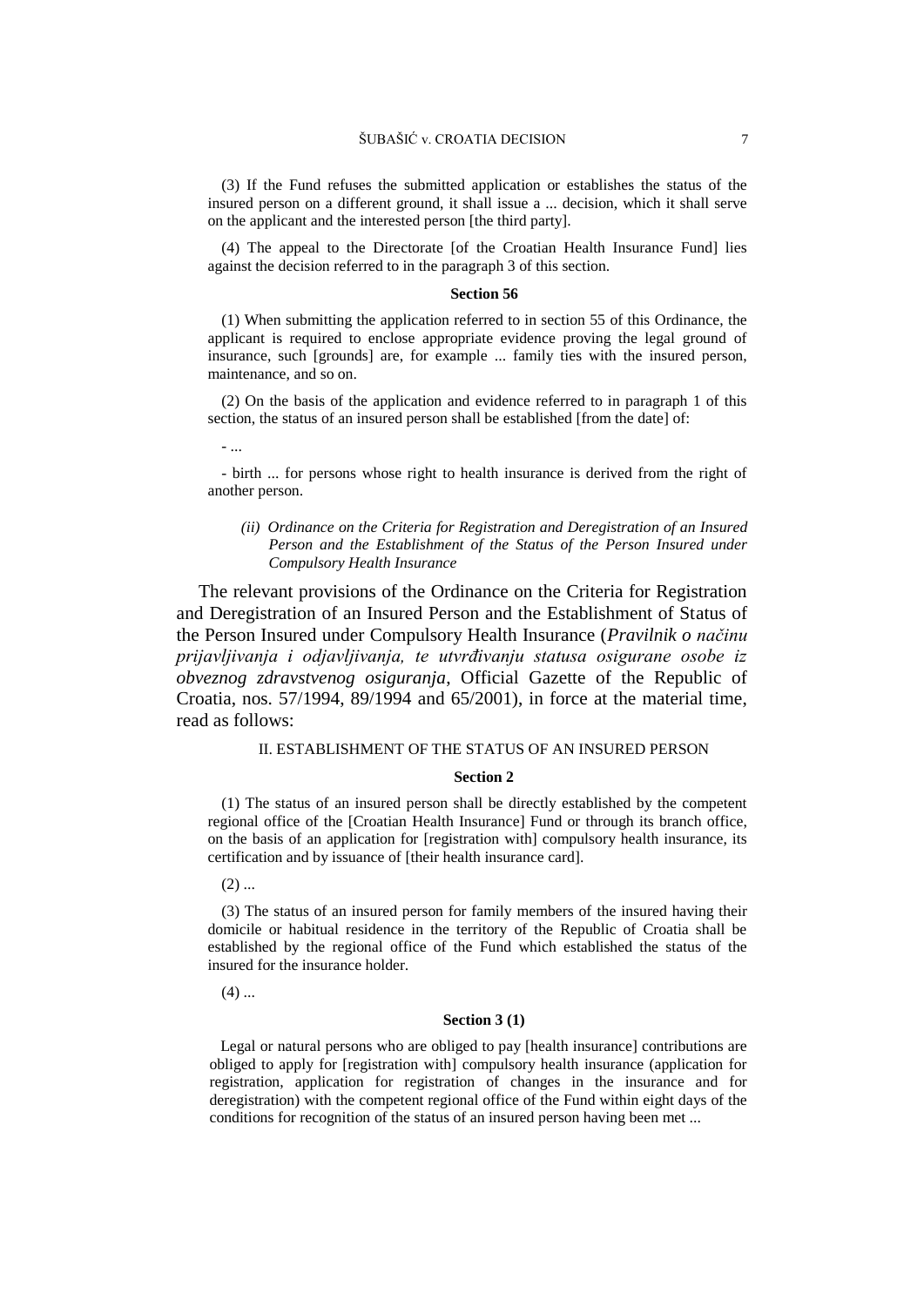(3) If the Fund refuses the submitted application or establishes the status of the insured person on a different ground, it shall issue a ... decision, which it shall serve on the applicant and the interested person [the third party].

(4) The appeal to the Directorate [of the Croatian Health Insurance Fund] lies against the decision referred to in the paragraph 3 of this section.

**Section 56**

(1) When submitting the application referred to in section 55 of this Ordinance, the applicant is required to enclose appropriate evidence proving the legal ground of insurance, such [grounds] are, for example ... family ties with the insured person, maintenance, and so on.

(2) On the basis of the application and evidence referred to in paragraph 1 of this section, the status of an insured person shall be established [from the date] of:

- ...

- birth ... for persons whose right to health insurance is derived from the right of another person.

*(ii) Ordinance on the Criteria for Registration and Deregistration of an Insured Person and the Establishment of the Status of the Person Insured under Compulsory Health Insurance*

The relevant provisions of the Ordinance on the Criteria for Registration and Deregistration of an Insured Person and the Establishment of Status of the Person Insured under Compulsory Health Insurance (*Pravilnik o načinu prijavljivanja i odjavljivanja, te utvrđivanju statusa osigurane osobe iz obveznog zdravstvenog osiguranja*, Official Gazette of the Republic of Croatia, nos. 57/1994, 89/1994 and 65/2001), in force at the material time, read as follows:

II. ESTABLISHMENT OF THE STATUS OF AN INSURED PERSON

**Section 2**

(1) The status of an insured person shall be directly established by the competent regional office of the [Croatian Health Insurance] Fund or through its branch office, on the basis of an application for [registration with] compulsory health insurance, its certification and by issuance of [their health insurance card].

(2) ...

(3) The status of an insured person for family members of the insured having their domicile or habitual residence in the territory of the Republic of Croatia shall be established by the regional office of the Fund which established the status of the insured for the insurance holder.

(4) ...

**Section 3 (1)**

Legal or natural persons who are obliged to pay [health insurance] contributions are obliged to apply for [registration with] compulsory health insurance (application for registration, application for registration of changes in the insurance and for deregistration) with the competent regional office of the Fund within eight days of the conditions for recognition of the status of an insured person having been met ...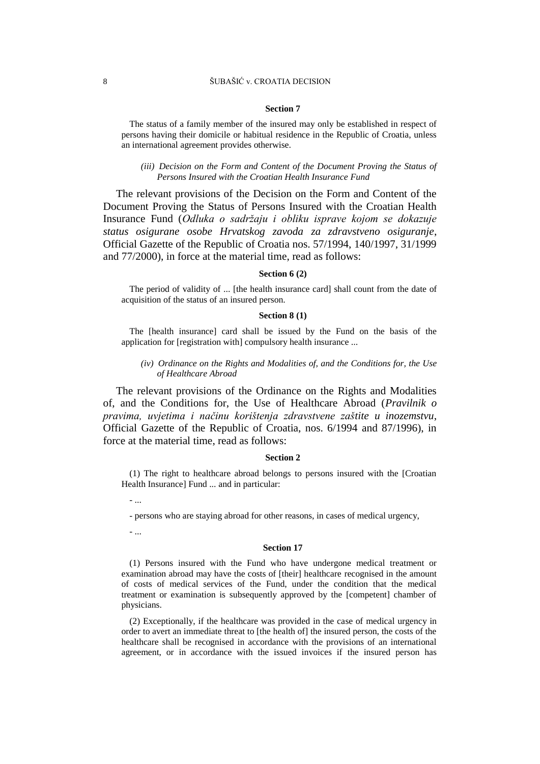**Section 7**

The status of a family member of the insured may only be established in respect of persons having their domicile or habitual residence in the Republic of Croatia, unless an international agreement provides otherwise.

*(iii) Decision on the Form and Content of the Document Proving the Status of Persons Insured with the Croatian Health Insurance Fund*

The relevant provisions of the Decision on the Form and Content of the Document Proving the Status of Persons Insured with the Croatian Health Insurance Fund (*Odluka o sadržaju i obliku isprave kojom se dokazuje status osigurane osobe Hrvatskog zavoda za zdravstveno osiguranje*, Official Gazette of the Republic of Croatia nos. 57/1994, 140/1997, 31/1999 and 77/2000), in force at the material time, read as follows:

**Section 6 (2)**

The period of validity of ... [the health insurance card] shall count from the date of acquisition of the status of an insured person.

**Section 8 (1)**

The [health insurance] card shall be issued by the Fund on the basis of the application for [registration with] compulsory health insurance ...

*(iv) Ordinance on the Rights and Modalities of, and the Conditions for, the Use of Healthcare Abroad*

The relevant provisions of the Ordinance on the Rights and Modalities of, and the Conditions for, the Use of Healthcare Abroad (*Pravilnik o pravima, uvjetima i načinu korištenja zdravstvene zaštite u inozemstvu*, Official Gazette of the Republic of Croatia, nos. 6/1994 and 87/1996), in force at the material time, read as follows:

**Section 2**

(1) The right to healthcare abroad belongs to persons insured with the [Croatian Health Insurance] Fund ... and in particular:

- ...

- persons who are staying abroad for other reasons, in cases of medical urgency,

- ...

**Section 17**

(1) Persons insured with the Fund who have undergone medical treatment or examination abroad may have the costs of [their] healthcare recognised in the amount of costs of medical services of the Fund, under the condition that the medical treatment or examination is subsequently approved by the [competent] chamber of physicians.

(2) Exceptionally, if the healthcare was provided in the case of medical urgency in order to avert an immediate threat to [the health of] the insured person, the costs of the healthcare shall be recognised in accordance with the provisions of an international agreement, or in accordance with the issued invoices if the insured person has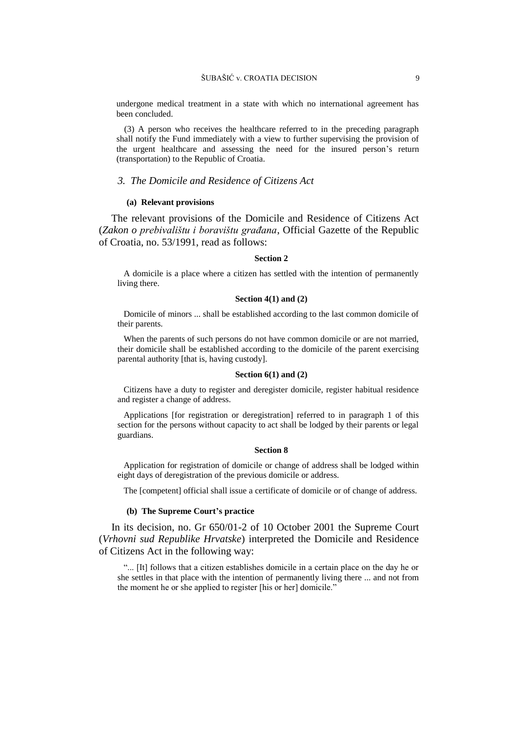undergone medical treatment in a state with which no international agreement has been concluded.

(3) A person who receives the healthcare referred to in the preceding paragraph shall notify the Fund immediately with a view to further supervising the provision of the urgent healthcare and assessing the need for the insured person's return (transportation) to the Republic of Croatia.

### *3. The Domicile and Residence of Citizens Act*

#### (a) Relevant provisions

The relevant provisions of the Domicile and Residence of Citizens Act (*Zakon o prebivalištu i boravištu građana*, Official Gazette of the Republic of Croatia, no. 53/1991, read as follows:

**Section 2**

A domicile is a place where a citizen has settled with the intention of permanently living there.

**Section 4(1) and (2)**

Domicile of minors ... shall be established according to the last common domicile of their parents.

When the parents of such persons do not have common domicile or are not married, their domicile shall be established according to the domicile of the parent exercising parental authority [that is, having custody].

**Section 6(1) and (2)**

Citizens have a duty to register and deregister domicile, register habitual residence and register a change of address.

Applications [for registration or deregistration] referred to in paragraph 1 of this section for the persons without capacity to act shall be lodged by their parents or legal guardians.

**Section 8**

Application for registration of domicile or change of address shall be lodged within eight days of deregistration of the previous domicile or address.

The [competent] official shall issue a certificate of domicile or of change of address.

#### (b) The Supreme Court's practice

In its decision, no. Gr 650/01-2 of 10 October 2001 the Supreme Court (*Vrhovni sud Republike Hrvatske*) interpreted the Domicile and Residence of Citizens Act in the following way:

"... [It] follows that a citizen establishes domicile in a certain place on the day he or she settles in that place with the intention of permanently living there ... and not from the moment he or she applied to register [his or her] domicile."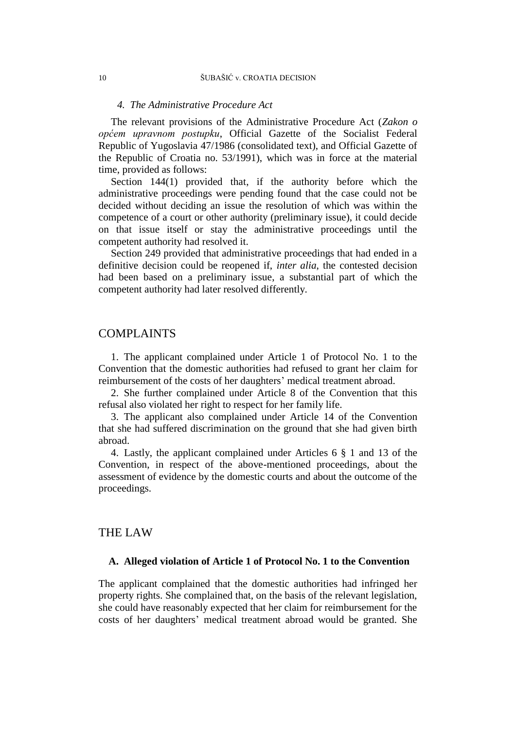### *4. The Administrative Procedure Act*

The relevant provisions of the Administrative Procedure Act (*Zakon o općem upravnom postupku*, Official Gazette of the Socialist Federal Republic of Yugoslavia 47/1986 (consolidated text), and Official Gazette of the Republic of Croatia no. 53/1991), which was in force at the material time, provided as follows:

Section 144(1) provided that, if the authority before which the administrative proceedings were pending found that the case could not be decided without deciding an issue the resolution of which was within the competence of a court or other authority (preliminary issue), it could decide on that issue itself or stay the administrative proceedings until the competent authority had resolved it.

Section 249 provided that administrative proceedings that had ended in a definitive decision could be reopened if, *inter alia*, the contested decision had been based on a preliminary issue, a substantial part of which the competent authority had later resolved differently.

## COMPLAINTS

1. The applicant complained under Article 1 of Protocol No. 1 to the Convention that the domestic authorities had refused to grant her claim for reimbursement of the costs of her daughters' medical treatment abroad.

2. She further complained under Article 8 of the Convention that this refusal also violated her right to respect for her family life.

3. The applicant also complained under Article 14 of the Convention that she had suffered discrimination on the ground that she had given birth abroad.

4. Lastly, the applicant complained under Articles 6 § 1 and 13 of the Convention, in respect of the above-mentioned proceedings, about the assessment of evidence by the domestic courts and about the outcome of the proceedings.

## THE LAW

### A. Alleged violation of Article 1 of Protocol No. 1 to the Convention

The applicant complained that the domestic authorities had infringed her property rights. She complained that, on the basis of the relevant legislation, she could have reasonably expected that her claim for reimbursement for the costs of her daughters' medical treatment abroad would be granted. She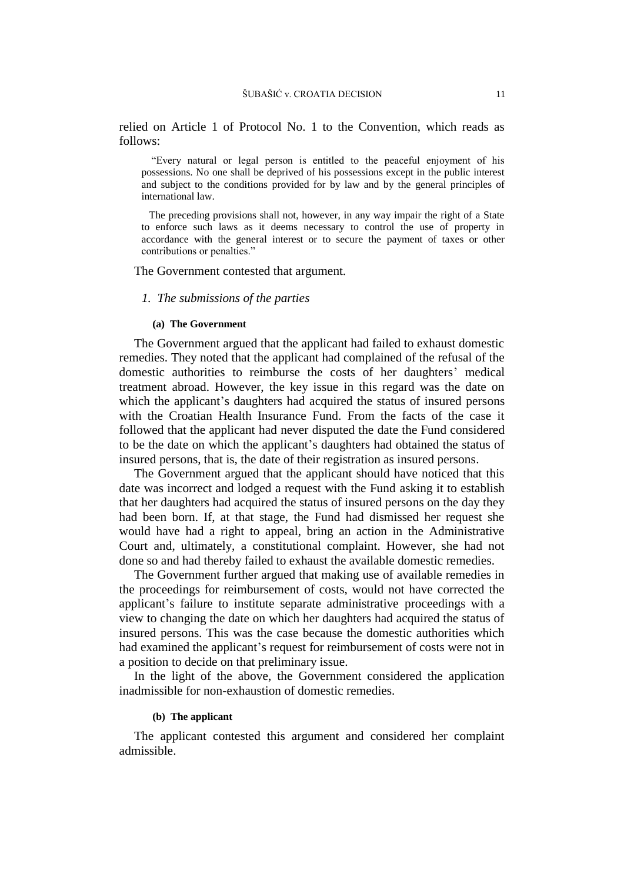relied on Article 1 of Protocol No. 1 to the Convention, which reads as follows:

> "Every natural or legal person is entitled to the peaceful enjoyment of his possessions. No one shall be deprived of his possessions except in the public interest and subject to the conditions provided for by law and by the general principles of international law.
>
> The preceding provisions shall not, however, in any way impair the right of a State to enforce such laws as it deems necessary to control the use of property in accordance with the general interest or to secure the payment of taxes or other contributions or penalties."

The Government contested that argument.

### *1. The submissions of the parties*

#### **(a) The Government**

The Government argued that the applicant had failed to exhaust domestic remedies. They noted that the applicant had complained of the refusal of the domestic authorities to reimburse the costs of her daughters' medical treatment abroad. However, the key issue in this regard was the date on which the applicant's daughters had acquired the status of insured persons with the Croatian Health Insurance Fund. From the facts of the case it followed that the applicant had never disputed the date the Fund considered to be the date on which the applicant's daughters had obtained the status of insured persons, that is, the date of their registration as insured persons.

The Government argued that the applicant should have noticed that this date was incorrect and lodged a request with the Fund asking it to establish that her daughters had acquired the status of insured persons on the day they had been born. If, at that stage, the Fund had dismissed her request she would have had a right to appeal, bring an action in the Administrative Court and, ultimately, a constitutional complaint. However, she had not done so and had thereby failed to exhaust the available domestic remedies.

The Government further argued that making use of available remedies in the proceedings for reimbursement of costs, would not have corrected the applicant's failure to institute separate administrative proceedings with a view to changing the date on which her daughters had acquired the status of insured persons. This was the case because the domestic authorities which had examined the applicant's request for reimbursement of costs were not in a position to decide on that preliminary issue.

In the light of the above, the Government considered the application inadmissible for non-exhaustion of domestic remedies.

#### **(b) The applicant**

The applicant contested this argument and considered her complaint admissible.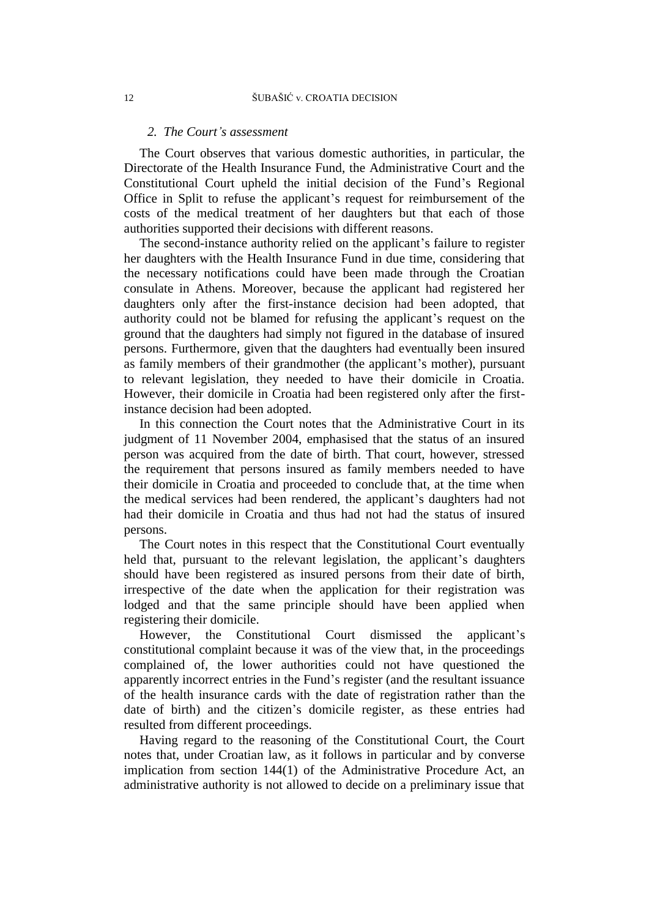### 2. *The Court's assessment*

The Court observes that various domestic authorities, in particular, the Directorate of the Health Insurance Fund, the Administrative Court and the Constitutional Court upheld the initial decision of the Fund's Regional Office in Split to refuse the applicant's request for reimbursement of the costs of the medical treatment of her daughters but that each of those authorities supported their decisions with different reasons.

The second-instance authority relied on the applicant's failure to register her daughters with the Health Insurance Fund in due time, considering that the necessary notifications could have been made through the Croatian consulate in Athens. Moreover, because the applicant had registered her daughters only after the first-instance decision had been adopted, that authority could not be blamed for refusing the applicant's request on the ground that the daughters had simply not figured in the database of insured persons. Furthermore, given that the daughters had eventually been insured as family members of their grandmother (the applicant's mother), pursuant to relevant legislation, they needed to have their domicile in Croatia. However, their domicile in Croatia had been registered only after the first-instance decision had been adopted.

In this connection the Court notes that the Administrative Court in its judgment of 11 November 2004, emphasised that the status of an insured person was acquired from the date of birth. That court, however, stressed the requirement that persons insured as family members needed to have their domicile in Croatia and proceeded to conclude that, at the time when the medical services had been rendered, the applicant's daughters had not had their domicile in Croatia and thus had not had the status of insured persons.

The Court notes in this respect that the Constitutional Court eventually held that, pursuant to the relevant legislation, the applicant's daughters should have been registered as insured persons from their date of birth, irrespective of the date when the application for their registration was lodged and that the same principle should have been applied when registering their domicile.

However, the Constitutional Court dismissed the applicant's constitutional complaint because it was of the view that, in the proceedings complained of, the lower authorities could not have questioned the apparently incorrect entries in the Fund's register (and the resultant issuance of the health insurance cards with the date of registration rather than the date of birth) and the citizen's domicile register, as these entries had resulted from different proceedings.

Having regard to the reasoning of the Constitutional Court, the Court notes that, under Croatian law, as it follows in particular and by converse implication from section 144(1) of the Administrative Procedure Act, an administrative authority is not allowed to decide on a preliminary issue that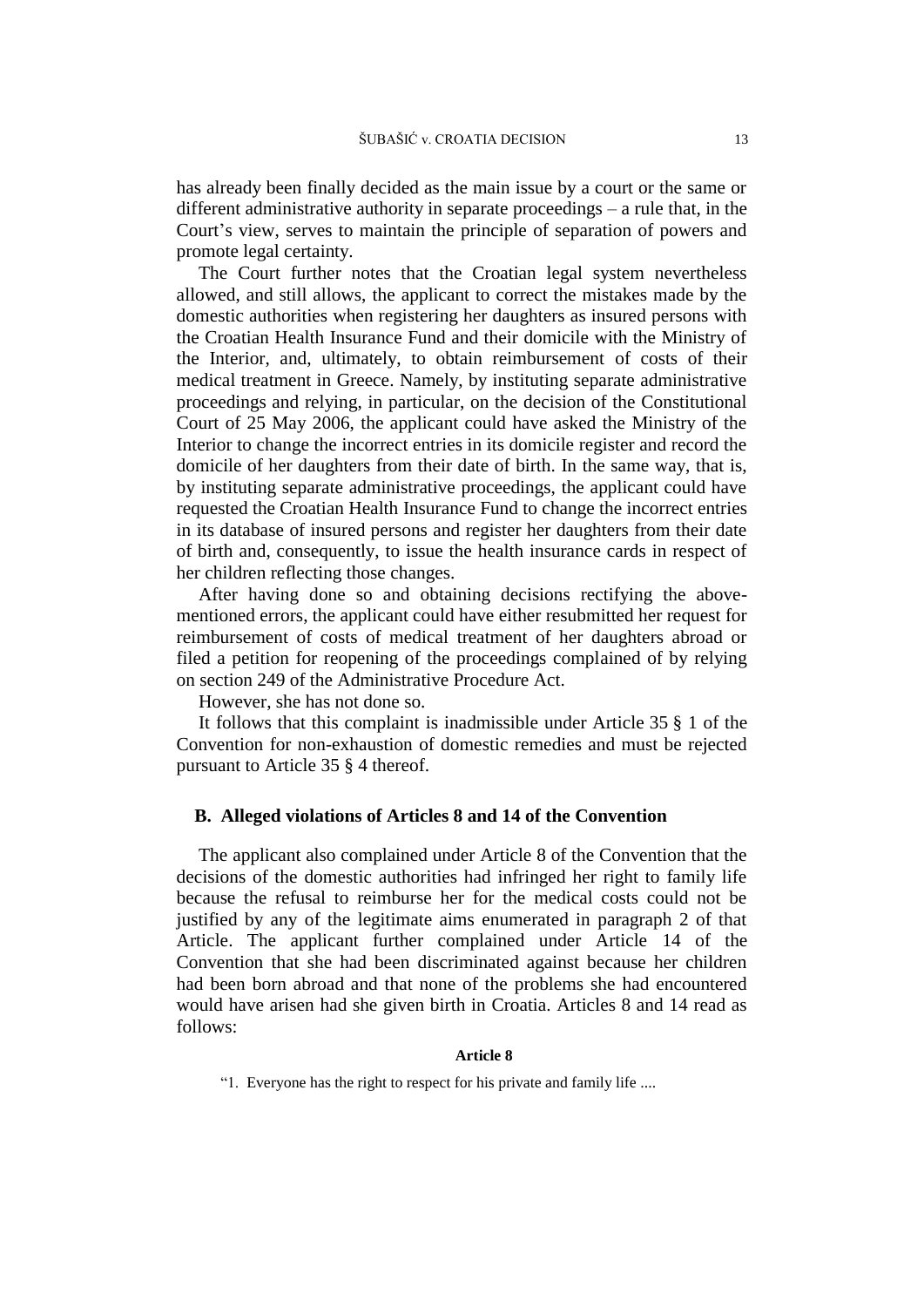has already been finally decided as the main issue by a court or the same or different administrative authority in separate proceedings – a rule that, in the Court's view, serves to maintain the principle of separation of powers and promote legal certainty.

The Court further notes that the Croatian legal system nevertheless allowed, and still allows, the applicant to correct the mistakes made by the domestic authorities when registering her daughters as insured persons with the Croatian Health Insurance Fund and their domicile with the Ministry of the Interior, and, ultimately, to obtain reimbursement of costs of their medical treatment in Greece. Namely, by instituting separate administrative proceedings and relying, in particular, on the decision of the Constitutional Court of 25 May 2006, the applicant could have asked the Ministry of the Interior to change the incorrect entries in its domicile register and record the domicile of her daughters from their date of birth. In the same way, that is, by instituting separate administrative proceedings, the applicant could have requested the Croatian Health Insurance Fund to change the incorrect entries in its database of insured persons and register her daughters from their date of birth and, consequently, to issue the health insurance cards in respect of her children reflecting those changes.

After having done so and obtaining decisions rectifying the above-mentioned errors, the applicant could have either resubmitted her request for reimbursement of costs of medical treatment of her daughters abroad or filed a petition for reopening of the proceedings complained of by relying on section 249 of the Administrative Procedure Act.

However, she has not done so.

It follows that this complaint is inadmissible under Article 35 § 1 of the Convention for non-exhaustion of domestic remedies and must be rejected pursuant to Article 35 § 4 thereof.

### B. Alleged violations of Articles 8 and 14 of the Convention

The applicant also complained under Article 8 of the Convention that the decisions of the domestic authorities had infringed her right to family life because the refusal to reimburse her for the medical costs could not be justified by any of the legitimate aims enumerated in paragraph 2 of that Article. The applicant further complained under Article 14 of the Convention that she had been discriminated against because her children had been born abroad and that none of the problems she had encountered would have arisen had she given birth in Croatia. Articles 8 and 14 read as follows:

**Article 8**

"1. Everyone has the right to respect for his private and family life ....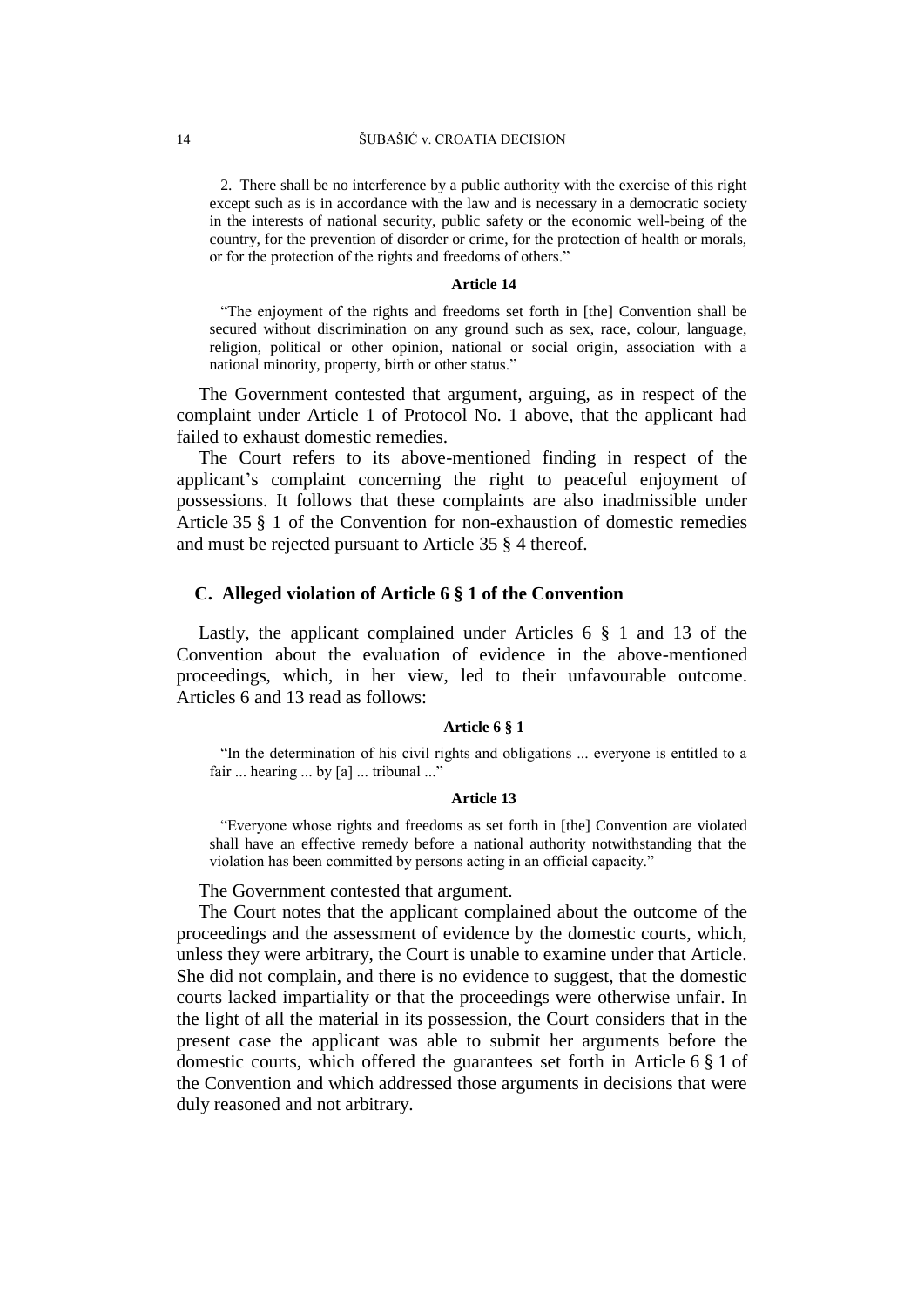> 2. There shall be no interference by a public authority with the exercise of this right except such as is in accordance with the law and is necessary in a democratic society in the interests of national security, public safety or the economic well-being of the country, for the prevention of disorder or crime, for the protection of health or morals, or for the protection of the rights and freedoms of others."

**Article 14**

> "The enjoyment of the rights and freedoms set forth in [the] Convention shall be secured without discrimination on any ground such as sex, race, colour, language, religion, political or other opinion, national or social origin, association with a national minority, property, birth or other status."

The Government contested that argument, arguing, as in respect of the complaint under Article 1 of Protocol No. 1 above, that the applicant had failed to exhaust domestic remedies.

The Court refers to its above-mentioned finding in respect of the applicant's complaint concerning the right to peaceful enjoyment of possessions. It follows that these complaints are also inadmissible under Article 35 § 1 of the Convention for non-exhaustion of domestic remedies and must be rejected pursuant to Article 35 § 4 thereof.

### C. Alleged violation of Article 6 § 1 of the Convention

Lastly, the applicant complained under Articles 6 § 1 and 13 of the Convention about the evaluation of evidence in the above-mentioned proceedings, which, in her view, led to their unfavourable outcome. Articles 6 and 13 read as follows:

**Article 6 § 1**

> "In the determination of his civil rights and obligations ... everyone is entitled to a fair ... hearing ... by [a] ... tribunal ..."

**Article 13**

> "Everyone whose rights and freedoms as set forth in [the] Convention are violated shall have an effective remedy before a national authority notwithstanding that the violation has been committed by persons acting in an official capacity."

The Government contested that argument.

The Court notes that the applicant complained about the outcome of the proceedings and the assessment of evidence by the domestic courts, which, unless they were arbitrary, the Court is unable to examine under that Article. She did not complain, and there is no evidence to suggest, that the domestic courts lacked impartiality or that the proceedings were otherwise unfair. In the light of all the material in its possession, the Court considers that in the present case the applicant was able to submit her arguments before the domestic courts, which offered the guarantees set forth in Article 6 § 1 of the Convention and which addressed those arguments in decisions that were duly reasoned and not arbitrary.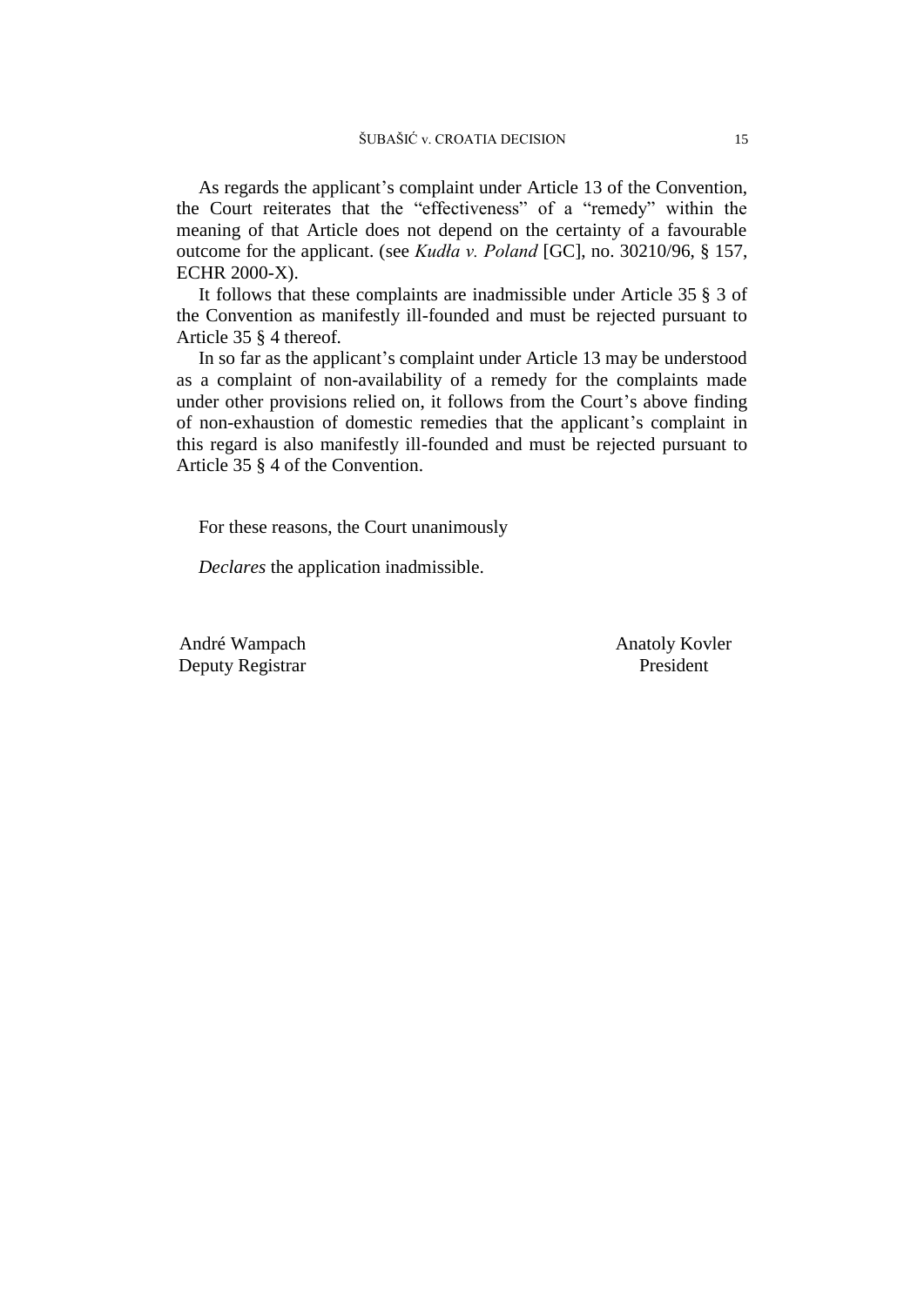As regards the applicant's complaint under Article 13 of the Convention, the Court reiterates that the "effectiveness" of a "remedy" within the meaning of that Article does not depend on the certainty of a favourable outcome for the applicant. (see *Kudła v. Poland* [GC], no. 30210/96, § 157, ECHR 2000-X).

It follows that these complaints are inadmissible under Article 35 § 3 of the Convention as manifestly ill-founded and must be rejected pursuant to Article 35 § 4 thereof.

In so far as the applicant's complaint under Article 13 may be understood as a complaint of non-availability of a remedy for the complaints made under other provisions relied on, it follows from the Court's above finding of non-exhaustion of domestic remedies that the applicant's complaint in this regard is also manifestly ill-founded and must be rejected pursuant to Article 35 § 4 of the Convention.

For these reasons, the Court unanimously

*Declares* the application inadmissible.

André Wampach
Deputy Registrar

Anatoly Kovler
President